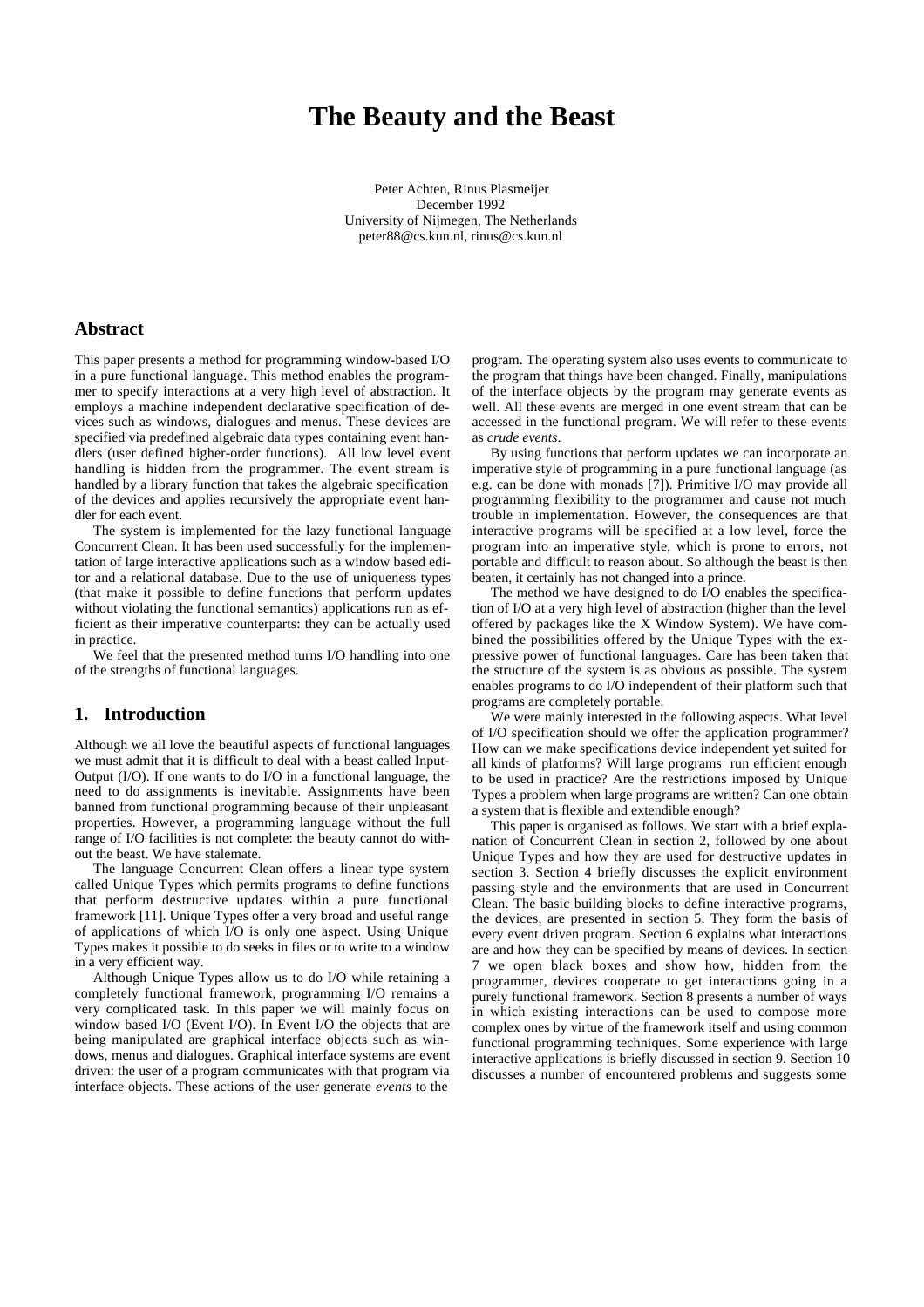# The Beauty and the Beast

Peter Achten, Rinus Plasmeijer
December 1992
University of Nijmegen, The Netherlands
peter88@cs.kun.nl, rinus@cs.kun.nl

## Abstract

This paper presents a method for programming window-based I/O in a pure functional language. This method enables the programmer to specify interactions at a very high level of abstraction. It employs a machine independent declarative specification of devices such as windows, dialogues and menus. These devices are specified via predefined algebraic data types containing event handlers (user defined higher-order functions). All low level event handling is hidden from the programmer. The event stream is handled by a library function that takes the algebraic specification of the devices and applies recursively the appropriate event handler for each event.

The system is implemented for the lazy functional language Concurrent Clean. It has been used successfully for the implementation of large interactive applications such as a window based editor and a relational database. Due to the use of uniqueness types (that make it possible to define functions that perform updates without violating the functional semantics) applications run as efficient as their imperative counterparts: they can be actually used in practice.

We feel that the presented method turns I/O handling into one of the strengths of functional languages.

## 1. Introduction

Although we all love the beautiful aspects of functional languages we must admit that it is difficult to deal with a beast called Input-Output (I/O). If one wants to do I/O in a functional language, the need to do assignments is inevitable. Assignments have been banned from functional programming because of their unpleasant properties. However, a programming language without the full range of I/O facilities is not complete: the beauty cannot do without the beast. We have stalemate.

The language Concurrent Clean offers a linear type system called Unique Types which permits programs to define functions that perform destructive updates within a pure functional framework [11]. Unique Types offer a very broad and useful range of applications of which I/O is only one aspect. Using Unique Types makes it possible to do seeks in files or to write to a window in a very efficient way.

Although Unique Types allow us to do I/O while retaining a completely functional framework, programming I/O remains a very complicated task. In this paper we will mainly focus on window based I/O (Event I/O). In Event I/O the objects that are being manipulated are graphical interface objects such as windows, menus and dialogues. Graphical interface systems are event driven: the user of a program communicates with that program via interface objects. These actions of the user generate *events* to the program. The operating system also uses events to communicate to the program that things have been changed. Finally, manipulations of the interface objects by the program may generate events as well. All these events are merged in one event stream that can be accessed in the functional program. We will refer to these events as *crude events*.

By using functions that perform updates we can incorporate an imperative style of programming in a pure functional language (as e.g. can be done with monads [7]). Primitive I/O may provide all programming flexibility to the programmer and cause not much trouble in implementation. However, the consequences are that interactive programs will be specified at a low level, force the program into an imperative style, which is prone to errors, not portable and difficult to reason about. So although the beast is then beaten, it certainly has not changed into a prince.

The method we have designed to do I/O enables the specification of I/O at a very high level of abstraction (higher than the level offered by packages like the X Window System). We have combined the possibilities offered by the Unique Types with the expressive power of functional languages. Care has been taken that the structure of the system is as obvious as possible. The system enables programs to do I/O independent of their platform such that programs are completely portable.

We were mainly interested in the following aspects. What level of I/O specification should we offer the application programmer? How can we make specifications device independent yet suited for all kinds of platforms? Will large programs run efficient enough to be used in practice? Are the restrictions imposed by Unique Types a problem when large programs are written? Can one obtain a system that is flexible and extendible enough?

This paper is organised as follows. We start with a brief explanation of Concurrent Clean in section 2, followed by one about Unique Types and how they are used for destructive updates in section 3. Section 4 briefly discusses the explicit environment passing style and the environments that are used in Concurrent Clean. The basic building blocks to define interactive programs, the devices, are presented in section 5. They form the basis of every event driven program. Section 6 explains what interactions are and how they can be specified by means of devices. In section 7 we open black boxes and show how, hidden from the programmer, devices cooperate to get interactions going in a purely functional framework. Section 8 presents a number of ways in which existing interactions can be used to compose more complex ones by virtue of the framework itself and using common functional programming techniques. Some experience with large interactive applications is briefly discussed in section 9. Section 10 discusses a number of encountered problems and suggests some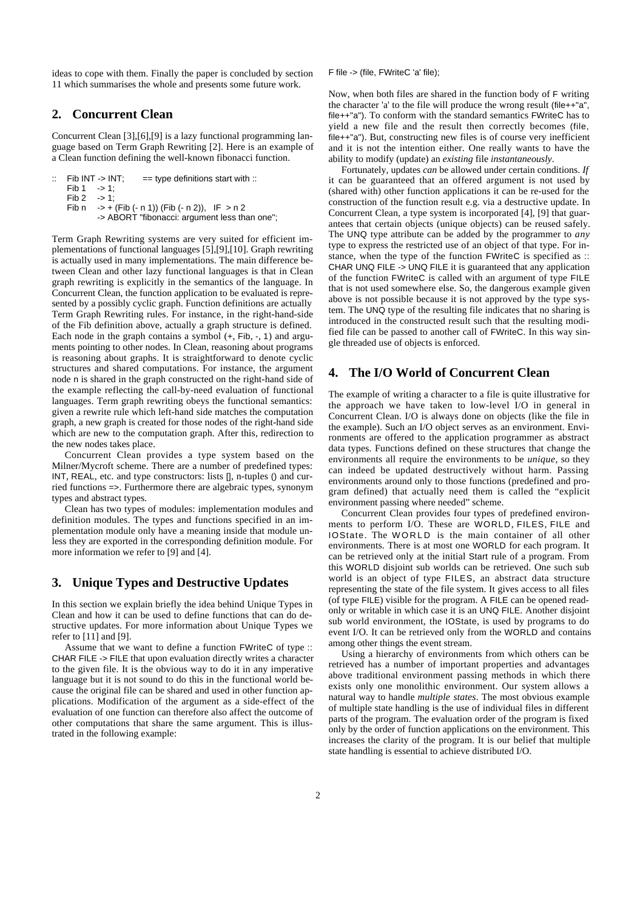ideas to cope with them. Finally the paper is concluded by section 11 which summarises the whole and presents some future work.

## 2. Concurrent Clean

Concurrent Clean [3],[6],[9] is a lazy functional programming language based on Term Graph Rewriting [2]. Here is an example of a Clean function defining the well-known fibonacci function.

```
::  Fib INT -> INT;     == type definitions start with ::
    Fib 1   -> 1;
    Fib 2   -> 1;
    Fib n   -> + (Fib (- n 1)) (Fib (- n 2)),   IF  > n 2
            -> ABORT "fibonacci: argument less than one";
```

Term Graph Rewriting systems are very suited for efficient implementations of functional languages [5],[9],[10]. Graph rewriting is actually used in many implementations. The main difference between Clean and other lazy functional languages is that in Clean graph rewriting is explicitly in the semantics of the language. In Concurrent Clean, the function application to be evaluated is represented by a possibly cyclic graph. Function definitions are actually Term Graph Rewriting rules. For instance, in the right-hand-side of the Fib definition above, actually a graph structure is defined. Each node in the graph contains a symbol (+, Fib, -, 1) and arguments pointing to other nodes. In Clean, reasoning about programs is reasoning about graphs. It is straightforward to denote cyclic structures and shared computations. For instance, the argument node n is shared in the graph constructed on the right-hand side of the example reflecting the call-by-need evaluation of functional languages. Term graph rewriting obeys the functional semantics: given a rewrite rule which left-hand side matches the computation graph, a new graph is created for those nodes of the right-hand side which are new to the computation graph. After this, redirection to the new nodes takes place.

Concurrent Clean provides a type system based on the Milner/Mycroft scheme. There are a number of predefined types: INT, REAL, etc. and type constructors: lists [], n-tuples () and curried functions =>. Furthermore there are algebraic types, synonym types and abstract types.

Clean has two types of modules: implementation modules and definition modules. The types and functions specified in an implementation module only have a meaning inside that module unless they are exported in the corresponding definition module. For more information we refer to [9] and [4].

## 3. Unique Types and Destructive Updates

In this section we explain briefly the idea behind Unique Types in Clean and how it can be used to define functions that can do destructive updates. For more information about Unique Types we refer to [11] and [9].

Assume that we want to define a function FWriteC of type :: CHAR FILE -> FILE that upon evaluation directly writes a character to the given file. It is the obvious way to do it in any imperative language but it is not sound to do this in the functional world because the original file can be shared and used in other function applications. Modification of the argument as a side-effect of the evaluation of one function can therefore also affect the outcome of other computations that share the same argument. This is illustrated in the following example:

```
F file -> (file, FWriteC 'a' file);
```

Now, when both files are shared in the function body of F writing the character 'a' to the file will produce the wrong result (file++"a", file++"a"). To conform with the standard semantics FWriteC has to yield a new file and the result then correctly becomes (file, file++"a"). But, constructing new files is of course very inefficient and it is not the intention either. One really wants to have the ability to modify (update) an *existing* file *instantaneously*.

Fortunately, updates *can* be allowed under certain conditions. *If* it can be guaranteed that an offered argument is not used by (shared with) other function applications it can be re-used for the construction of the function result e.g. via a destructive update. In Concurrent Clean, a type system is incorporated [4], [9] that guarantees that certain objects (unique objects) can be reused safely. The UNQ type attribute can be added by the programmer to *any* type to express the restricted use of an object of that type. For instance, when the type of the function FWriteC is specified as :: CHAR UNQ FILE -> UNQ FILE it is guaranteed that any application of the function FWriteC is called with an argument of type FILE that is not used somewhere else. So, the dangerous example given above is not possible because it is not approved by the type system. The UNQ type of the resulting file indicates that no sharing is introduced in the constructed result such that the resulting modified file can be passed to another call of FWriteC. In this way single threaded use of objects is enforced.

## 4. The I/O World of Concurrent Clean

The example of writing a character to a file is quite illustrative for the approach we have taken to low-level I/O in general in Concurrent Clean. I/O is always done on objects (like the file in the example). Such an I/O object serves as an environment. Environments are offered to the application programmer as abstract data types. Functions defined on these structures that change the environments all require the environments to be *unique*, so they can indeed be updated destructively without harm. Passing environments around only to those functions (predefined and program defined) that actually need them is called the "explicit environment passing where needed" scheme.

Concurrent Clean provides four types of predefined environments to perform I/O. These are WORLD, FILES, FILE and IOState. The WORLD is the main container of all other environments. There is at most one WORLD for each program. It can be retrieved only at the initial Start rule of a program. From this WORLD disjoint sub worlds can be retrieved. One such sub world is an object of type FILES, an abstract data structure representing the state of the file system. It gives access to all files (of type FILE) visible for the program. A FILE can be opened read-only or writable in which case it is an UNQ FILE. Another disjoint sub world environment, the IOState, is used by programs to do event I/O. It can be retrieved only from the WORLD and contains among other things the event stream.

Using a hierarchy of environments from which others can be retrieved has a number of important properties and advantages above traditional environment passing methods in which there exists only one monolithic environment. Our system allows a natural way to handle *multiple states*. The most obvious example of multiple state handling is the use of individual files in different parts of the program. The evaluation order of the program is fixed only by the order of function applications on the environment. This increases the clarity of the program. It is our belief that multiple state handling is essential to achieve distributed I/O.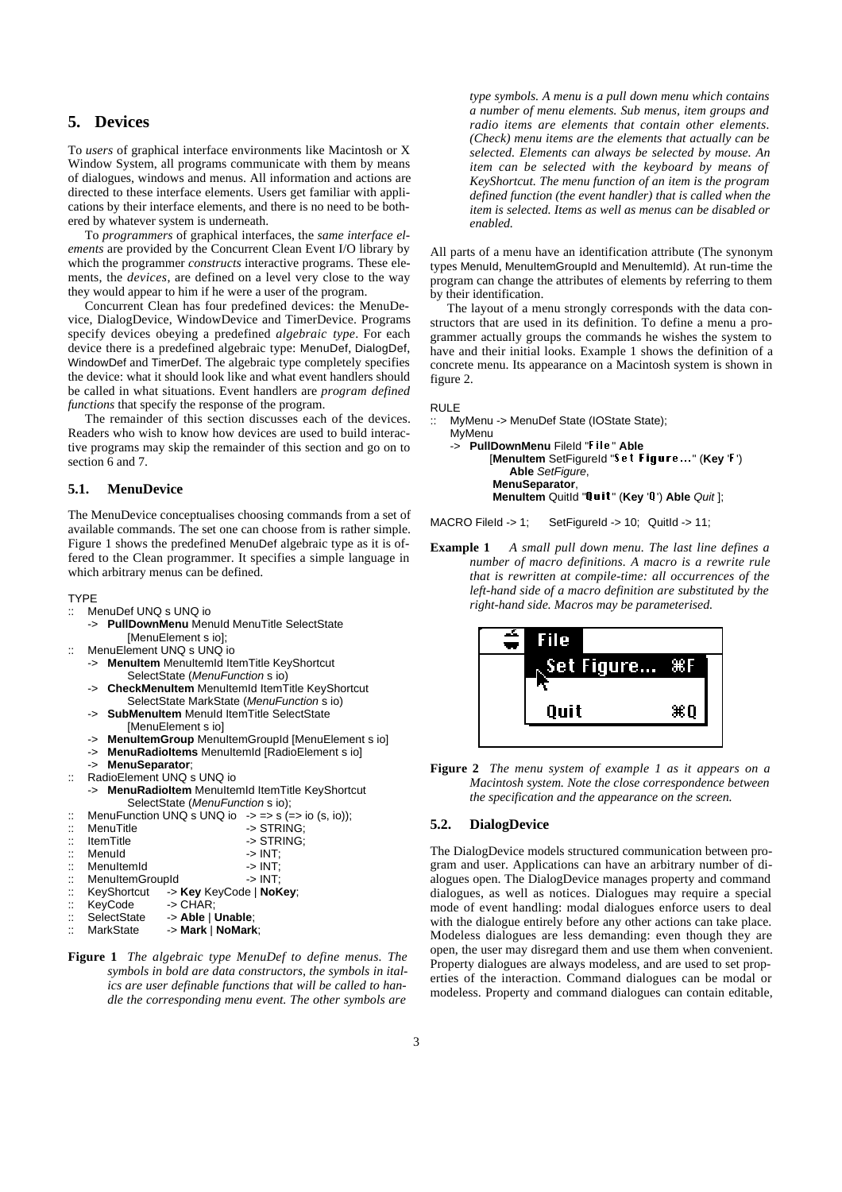## 5. Devices

To *users* of graphical interface environments like Macintosh or X Window System, all programs communicate with them by means of dialogues, windows and menus. All information and actions are directed to these interface elements. Users get familiar with applications by their interface elements, and there is no need to be bothered by whatever system is underneath.

To *programmers* of graphical interfaces, the *same interface elements* are provided by the Concurrent Clean Event I/O library by which the programmer *constructs* interactive programs. These elements, the *devices*, are defined on a level very close to the way they would appear to him if he were a user of the program.

Concurrent Clean has four predefined devices: the MenuDevice, DialogDevice, WindowDevice and TimerDevice. Programs specify devices obeying a predefined *algebraic type*. For each device there is a predefined algebraic type: MenuDef, DialogDef, WindowDef and TimerDef. The algebraic type completely specifies the device: what it should look like and what event handlers should be called in what situations. Event handlers are *program defined functions* that specify the response of the program.

The remainder of this section discusses each of the devices. Readers who wish to know how devices are used to build interactive programs may skip the remainder of this section and go on to section 6 and 7.

### 5.1. MenuDevice

The MenuDevice conceptualises choosing commands from a set of available commands. The set one can choose from is rather simple. Figure 1 shows the predefined MenuDef algebraic type as it is offered to the Clean programmer. It specifies a simple language in which arbitrary menus can be defined.

```
TYPE
::  MenuDef UNQ s UNQ io
    -> PullDownMenu MenuId MenuTitle SelectState
           [MenuElement s io];
::  MenuElement UNQ s UNQ io
    -> MenuItem MenuItemId ItemTitle KeyShortcut
           SelectState (MenuFunction s io)
    -> CheckMenuItem MenuItemId ItemTitle KeyShortcut
           SelectState MarkState (MenuFunction s io)
    -> SubMenuItem MenuId ItemTitle SelectState
           [MenuElement s io]
    -> MenuItemGroup MenuItemGroupId [MenuElement s io]
    -> MenuRadioItems MenuItemId [RadioElement s io]
    -> MenuSeparator;
::  RadioElement UNQ s UNQ io
    -> MenuRadioItem MenuItemId ItemTitle KeyShortcut
           SelectState (MenuFunction s io);
::  MenuFunction UNQ s UNQ io   -> => s (=> io (s, io));
::  MenuTitle                   -> STRING;
::  ItemTitle                   -> STRING;
::  MenuId                      -> INT;
::  MenuItemId                  -> INT;
::  MenuItemGroupId             -> INT;
::  KeyShortcut    -> Key KeyCode | NoKey;
::  KeyCode        -> CHAR;
::  SelectState    -> Able | Unable;
::  MarkState      -> Mark | NoMark;
```

**Figure 1** *The algebraic type MenuDef to define menus. The symbols in bold are data constructors, the symbols in italics are user definable functions that will be called to handle the corresponding menu event. The other symbols are type symbols. A menu is a pull down menu which contains a number of menu elements. Sub menus, item groups and radio items are elements that contain other elements. (Check) menu items are the elements that actually can be selected. Elements can always be selected by mouse. An item can be selected with the keyboard by means of KeyShortcut. The menu function of an item is the program defined function (the event handler) that is called when the item is selected. Items as well as menus can be disabled or enabled.*

All parts of a menu have an identification attribute (The synonym types MenuId, MenuItemGroupId and MenuItemId). At run-time the program can change the attributes of elements by referring to them by their identification.

The layout of a menu strongly corresponds with the data constructors that are used in its definition. To define a menu a programmer actually groups the commands he wishes the system to have and their initial looks. Example 1 shows the definition of a concrete menu. Its appearance on a Macintosh system is shown in figure 2.

```
RULE
::  MyMenu -> MenuDef State (IOState State);
    MyMenu
    -> PullDownMenu FileId "File" Able
          [MenuItem SetFigureId "Set Figure..." (Key 'F')
               Able SetFigure,
           MenuSeparator,
           MenuItem QuitId "Quit" (Key 'Q') Able Quit ];

MACRO FileId -> 1;     SetFigureId -> 10;  QuitId -> 11;
```

**Example 1** *A small pull down menu. The last line defines a number of macro definitions. A macro is a rewrite rule that is rewritten at compile-time: all occurrences of the left-hand side of a macro definition are substituted by the right-hand side. Macros may be parameterised.*

**Figure 2** *The menu system of example 1 as it appears on a Macintosh system. Note the close correspondence between the specification and the appearance on the screen.*

### 5.2. DialogDevice

The DialogDevice models structured communication between program and user. Applications can have an arbitrary number of dialogues open. The DialogDevice manages property and command dialogues, as well as notices. Dialogues may require a special mode of event handling: modal dialogues enforce users to deal with the dialogue entirely before any other actions can take place. Modeless dialogues are less demanding: even though they are open, the user may disregard them and use them when convenient. Property dialogues are always modeless, and are used to set properties of the interaction. Command dialogues can be modal or modeless. Property and command dialogues can contain editable,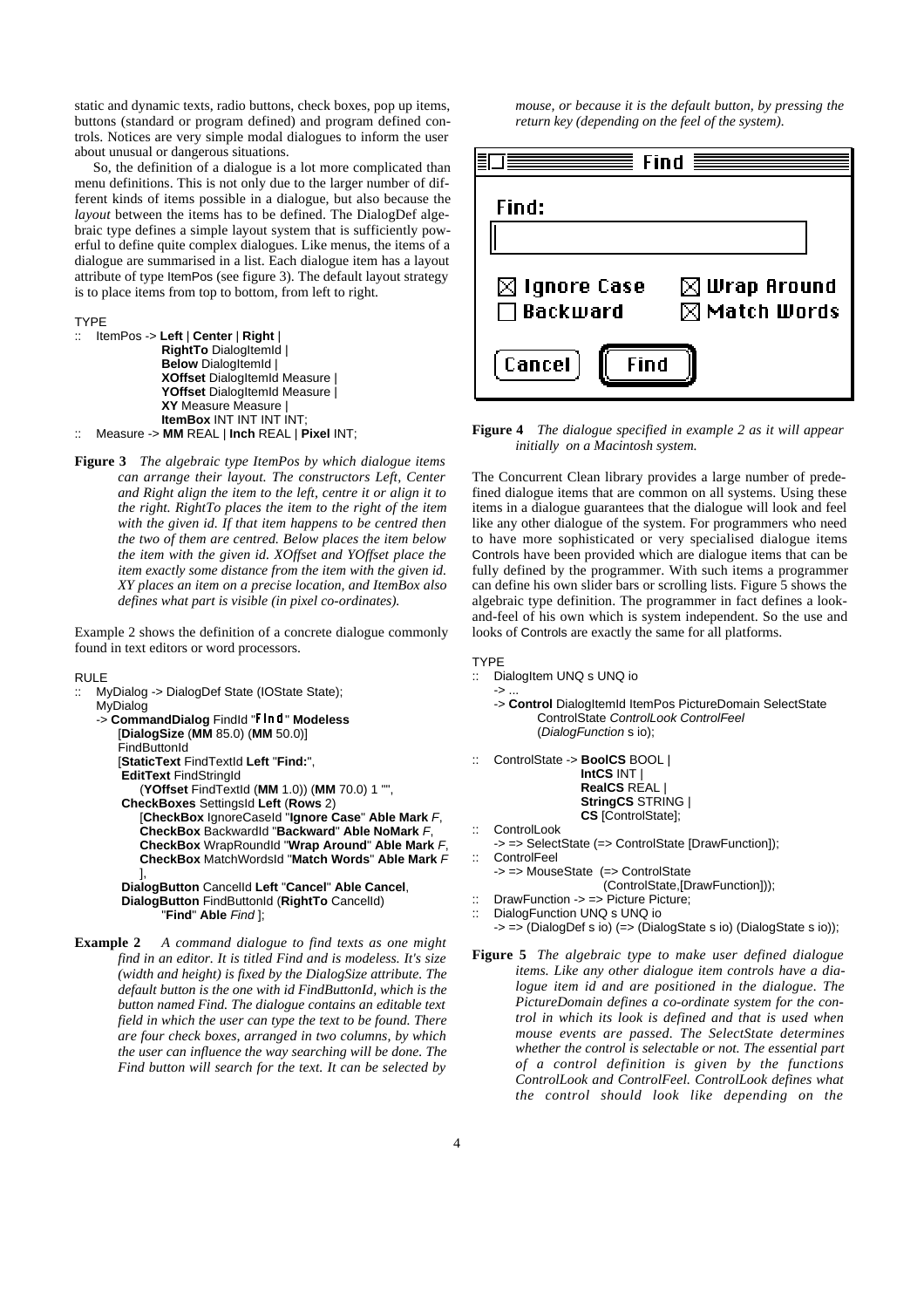static and dynamic texts, radio buttons, check boxes, pop up items, buttons (standard or program defined) and program defined controls. Notices are very simple modal dialogues to inform the user about unusual or dangerous situations.

So, the definition of a dialogue is a lot more complicated than menu definitions. This is not only due to the larger number of different kinds of items possible in a dialogue, but also because the *layout* between the items has to be defined. The DialogDef algebraic type defines a simple layout system that is sufficiently powerful to define quite complex dialogues. Like menus, the items of a dialogue are summarised in a list. Each dialogue item has a layout attribute of type ItemPos (see figure 3). The default layout strategy is to place items from top to bottom, from left to right.

```
TYPE
::  ItemPos -> Left | Center | Right |
               RightTo DialogItemId |
               Below DialogItemId |
               XOffset DialogItemId Measure |
               YOffset DialogItemId Measure |
               XY Measure Measure |
               ItemBox INT INT INT INT;
::  Measure -> MM REAL | Inch REAL | Pixel INT;
```

**Figure 3** *The algebraic type ItemPos by which dialogue items can arrange their layout. The constructors Left, Center and Right align the item to the left, centre it or align it to the right. RightTo places the item to the right of the item with the given id. If that item happens to be centred then the two of them are centred. Below places the item below the item with the given id. XOffset and YOffset place the item exactly some distance from the item with the given id. XY places an item on a precise location, and ItemBox also defines what part is visible (in pixel co-ordinates).*

Example 2 shows the definition of a concrete dialogue commonly found in text editors or word processors.

```
RULE
::  MyDialog -> DialogDef State (IOState State);
    MyDialog
    -> CommandDialog FindId "Find" Modeless
       [DialogSize (MM 85.0) (MM 50.0)]
       FindButtonId
       [StaticText FindTextId Left "Find:",
        EditText FindStringId
           (YOffset FindTextId (MM 1.0)) (MM 70.0) 1 "",
        CheckBoxes SettingsId Left (Rows 2)
           [CheckBox IgnoreCaseId "Ignore Case" Able Mark F,
            CheckBox BackwardId "Backward" Able NoMark F,
            CheckBox WrapRoundId "Wrap Around" Able Mark F,
            CheckBox MatchWordsId "Match Words" Able Mark F
           ],
        DialogButton CancelId Left "Cancel" Able Cancel,
        DialogButton FindButtonId (RightTo CancelId)
              "Find" Able Find ];
```

**Example 2** *A command dialogue to find texts as one might find in an editor. It is titled Find and is modeless. It's size (width and height) is fixed by the DialogSize attribute. The default button is the one with id FindButtonId, which is the button named Find. The dialogue contains an editable text field in which the user can type the text to be found. There are four check boxes, arranged in two columns, by which the user can influence the way searching will be done. The Find button will search for the text. It can be selected by mouse, or because it is the default button, by pressing the return key (depending on the feel of the system).*

**Figure 4** *The dialogue specified in example 2 as it will appear initially on a Macintosh system.*

The Concurrent Clean library provides a large number of predefined dialogue items that are common on all systems. Using these items in a dialogue guarantees that the dialogue will look and feel like any other dialogue of the system. For programmers who need to have more sophisticated or very specialised dialogue items Controls have been provided which are dialogue items that can be fully defined by the programmer. With such items a programmer can define his own slider bars or scrolling lists. Figure 5 shows the algebraic type definition. The programmer in fact defines a look-and-feel of his own which is system independent. So the use and looks of Controls are exactly the same for all platforms.

```
TYPE
::  DialogItem UNQ s UNQ io
    -> ...
    -> Control DialogItemId ItemPos PictureDomain SelectState
          ControlState ControlLook ControlFeel
          (DialogFunction s io);
::  ControlState -> BoolCS BOOL |
                    IntCS INT |
                    RealCS REAL |
                    StringCS STRING |
                    CS [ControlState];
::  ControlLook
    -> => SelectState (=> ControlState [DrawFunction]);
::  ControlFeel
    -> => MouseState  (=> ControlState
                         (ControlState,[DrawFunction]));
::  DrawFunction -> => Picture Picture;
::  DialogFunction UNQ s UNQ io
    -> => (DialogDef s io) (=> (DialogState s io) (DialogState s io));
```

**Figure 5** *The algebraic type to make user defined dialogue items. Like any other dialogue item controls have a dialogue item id and are positioned in the dialogue. The PictureDomain defines a co-ordinate system for the control in which its look is defined and that is used when mouse events are passed. The SelectState determines whether the control is selectable or not. The essential part of a control definition is given by the functions ControlLook and ControlFeel. ControlLook defines what the control should look like depending on the*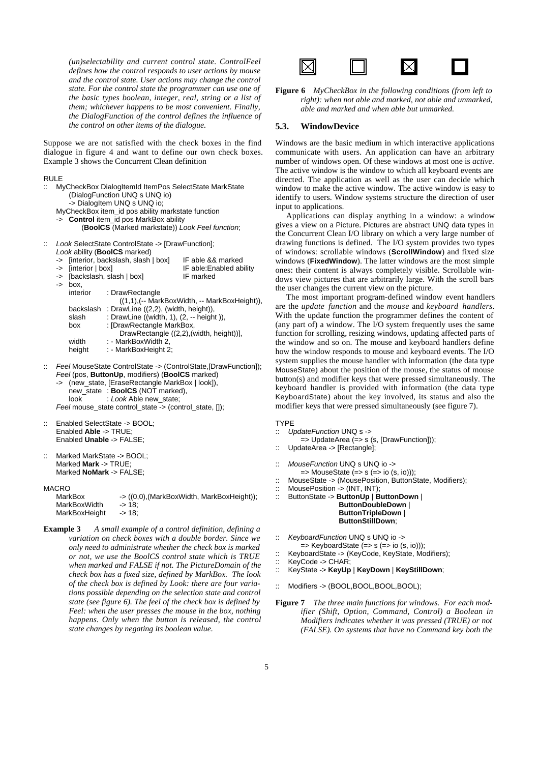*(un)selectability and current control state. ControlFeel defines how the control responds to user actions by mouse and the control state. User actions may change the control state. For the control state the programmer can use one of the basic types boolean, integer, real, string or a list of them; whichever happens to be most convenient. Finally, the DialogFunction of the control defines the influence of the control on other items of the dialogue.*

Suppose we are not satisfied with the check boxes in the find dialogue in figure 4 and want to define our own check boxes. Example 3 shows the Concurrent Clean definition

```
RULE
::  MyCheckBox DialogItemId ItemPos SelectState MarkState
        (DialogFunction UNQ s UNQ io)
        -> DialogItem UNQ s UNQ io;
    MyCheckBox item_id pos ability markstate function
    ->  Control item_id pos MarkBox ability
            (BoolCS (Marked markstate)) Look Feel function;

::  Look SelectState ControlState -> [DrawFunction];
    Look ability (BoolCS marked)
    ->  [interior, backslash, slash | box]      IF able && marked
    ->  [interior | box]                        IF able:Enabled ability
    ->  [backslash, slash | box]                IF marked
    ->  box,
        interior    : DrawRectangle
                        ((1,1),(-- MarkBoxWidth, -- MarkBoxHeight)),
        backslash   : DrawLine ((2,2), (width, height)),
        slash       : DrawLine ((width, 1), (2, -- height )),
        box         : [DrawRectangle MarkBox,
                        DrawRectangle ((2,2),(width, height))],
        width       : - MarkBoxWidth 2,
        height      : - MarkBoxHeight 2;

::  Feel MouseState ControlState -> (ControlState,[DrawFunction]);
    Feel (pos, ButtonUp, modifiers) (BoolCS marked)
    ->  (new_state, [EraseRectangle MarkBox | look]),
        new_state   : BoolCS (NOT marked),
        look        : Look Able new_state;
    Feel mouse_state control_state -> (control_state, []);

::  Enabled SelectState -> BOOL;
    Enabled Able -> TRUE;
    Enabled Unable -> FALSE;

::  Marked MarkState -> BOOL;
    Marked Mark -> TRUE;
    Marked NoMark -> FALSE;

MACRO
    MarkBox         -> ((0,0),(MarkBoxWidth, MarkBoxHeight));
    MarkBoxWidth    -> 18;
    MarkBoxHeight   -> 18;
```

**Example 3** *A small example of a control definition, defining a variation on check boxes with a double border. Since we only need to administrate whether the check box is marked or not, we use the BoolCS control state which is TRUE when marked and FALSE if not. The PictureDomain of the check box has a fixed size, defined by MarkBox. The look of the check box is defined by Look: there are four variations possible depending on the selection state and control state (see figure 6). The feel of the check box is defined by Feel: when the user presses the mouse in the box, nothing happens. Only when the button is released, the control state changes by negating its boolean value.*

**Figure 6** *MyCheckBox in the following conditions (from left to right): when not able and marked, not able and unmarked, able and marked and when able but unmarked.*

## 5.3. WindowDevice

Windows are the basic medium in which interactive applications communicate with users. An application can have an arbitrary number of windows open. Of these windows at most one is *active*. The active window is the window to which all keyboard events are directed. The application as well as the user can decide which window to make the active window. The active window is easy to identify to users. Window systems structure the direction of user input to applications.

Applications can display anything in a window: a window gives a view on a Picture. Pictures are abstract UNQ data types in the Concurrent Clean I/O library on which a very large number of drawing functions is defined. The I/O system provides two types of windows: scrollable windows (**ScrollWindow**) and fixed size windows (**FixedWindow**). The latter windows are the most simple ones: their content is always completely visible. Scrollable windows view pictures that are arbitrarily large. With the scroll bars the user changes the current view on the picture.

The most important program-defined window event handlers are the *update function* and the *mouse* and *keyboard handlers*. With the update function the programmer defines the content of (any part of) a window. The I/O system frequently uses the same function for scrolling, resizing windows, updating affected parts of the window and so on. The mouse and keyboard handlers define how the window responds to mouse and keyboard events. The I/O system supplies the mouse handler with information (the data type MouseState) about the position of the mouse, the status of mouse button(s) and modifier keys that were pressed simultaneously. The keyboard handler is provided with information (the data type KeyboardState) about the key involved, its status and also the modifier keys that were pressed simultaneously (see figure 7).

```
TYPE
::  UpdateFunction UNQ s ->
        => UpdateArea (=> s (s, [DrawFunction]));
::  UpdateArea -> [Rectangle];

::  MouseFunction UNQ s UNQ io ->
        => MouseState (=> s (=> io (s, io)));
::  MouseState -> (MousePosition, ButtonState, Modifiers);
::  MousePosition -> (INT, INT);
::  ButtonState -> ButtonUp | ButtonDown |
                   ButtonDoubleDown |
                   ButtonTripleDown |
                   ButtonStillDown;

::  KeyboardFunction UNQ s UNQ io ->
        => KeyboardState (=> s (=> io (s, io)));
::  KeyboardState -> (KeyCode, KeyState, Modifiers);
::  KeyCode -> CHAR;
::  KeyState -> KeyUp | KeyDown | KeyStillDown;

::  Modifiers -> (BOOL,BOOL,BOOL,BOOL);
```

**Figure 7** *The three main functions for windows. For each modifier (Shift, Option, Command, Control) a Boolean in Modifiers indicates whether it was pressed (TRUE) or not (FALSE). On systems that have no Command key both the*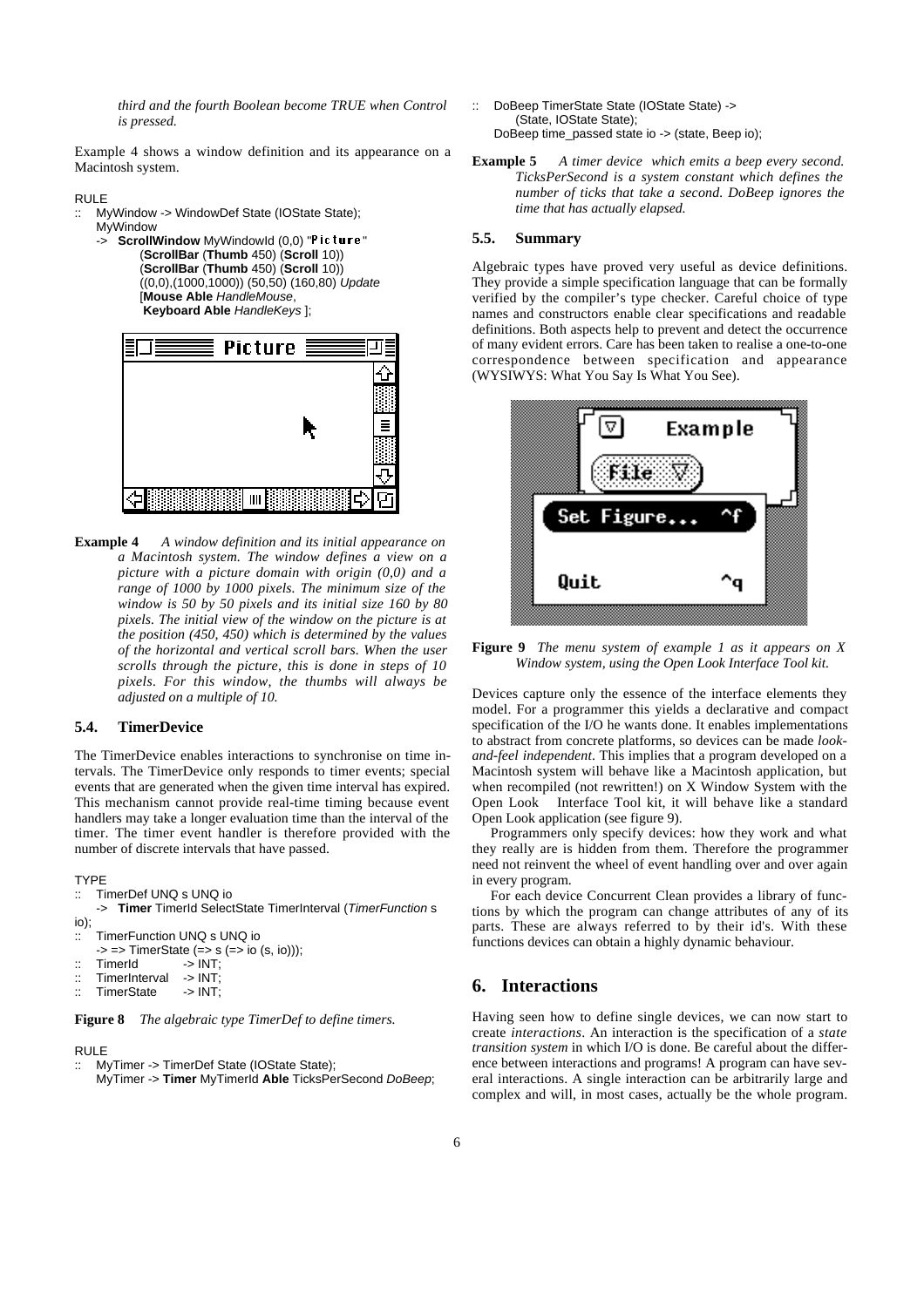*third and the fourth Boolean become TRUE when Control is pressed.*

Example 4 shows a window definition and its appearance on a Macintosh system.

```
RULE
::  MyWindow -> WindowDef State (IOState State);
    MyWindow
    ->  ScrollWindow MyWindowId (0,0) "Picture"
            (ScrollBar (Thumb 450) (Scroll 10))
            (ScrollBar (Thumb 450) (Scroll 10))
            ((0,0),(1000,1000)) (50,50) (160,80) Update
            [Mouse Able HandleMouse,
             Keyboard Able HandleKeys ];
```

**Example 4** *A window definition and its initial appearance on a Macintosh system. The window defines a view on a picture with a picture domain with origin (0,0) and a range of 1000 by 1000 pixels. The minimum size of the window is 50 by 50 pixels and its initial size 160 by 80 pixels. The initial view of the window on the picture is at the position (450, 450) which is determined by the values of the horizontal and vertical scroll bars. When the user scrolls through the picture, this is done in steps of 10 pixels. For this window, the thumbs will always be adjusted on a multiple of 10.*

### 5.4. TimerDevice

The TimerDevice enables interactions to synchronise on time intervals. The TimerDevice only responds to timer events; special events that are generated when the given time interval has expired. This mechanism cannot provide real-time timing because event handlers may take a longer evaluation time than the interval of the timer. The timer event handler is therefore provided with the number of discrete intervals that have passed.

```
TYPE
::  TimerDef UNQ s UNQ io
    ->  Timer TimerId SelectState TimerInterval (TimerFunction s io);
::  TimerFunction UNQ s UNQ io
    -> => TimerState (=> s (=> io (s, io)));
::  TimerId         -> INT;
::  TimerInterval   -> INT;
::  TimerState      -> INT;
```

**Figure 8** *The algebraic type TimerDef to define timers.*

```
RULE
::  MyTimer -> TimerDef State (IOState State);
    MyTimer -> Timer MyTimerId Able TicksPerSecond DoBeep;

::  DoBeep TimerState State (IOState State) ->
        (State, IOState State);
    DoBeep time_passed state io -> (state, Beep io);
```

**Example 5** *A timer device which emits a beep every second. TicksPerSecond is a system constant which defines the number of ticks that take a second. DoBeep ignores the time that has actually elapsed.*

### 5.5. Summary

Algebraic types have proved very useful as device definitions. They provide a simple specification language that can be formally verified by the compiler's type checker. Careful choice of type names and constructors enable clear specifications and readable definitions. Both aspects help to prevent and detect the occurrence of many evident errors. Care has been taken to realise a one-to-one correspondence between specification and appearance (WYSIWYS: What You Say Is What You See).

**Figure 9** *The menu system of example 1 as it appears on X Window system, using the Open Look Interface Tool kit.*

Devices capture only the essence of the interface elements they model. For a programmer this yields a declarative and compact specification of the I/O he wants done. It enables implementations to abstract from concrete platforms, so devices can be made *look-and-feel independent*. This implies that a program developed on a Macintosh system will behave like a Macintosh application, but when recompiled (not rewritten!) on X Window System with the Open Look Interface Tool kit, it will behave like a standard Open Look application (see figure 9).

Programmers only specify devices: how they work and what they really are is hidden from them. Therefore the programmer need not reinvent the wheel of event handling over and over again in every program.

For each device Concurrent Clean provides a library of functions by which the program can change attributes of any of its parts. These are always referred to by their id's. With these functions devices can obtain a highly dynamic behaviour.

## 6. Interactions

Having seen how to define single devices, we can now start to create *interactions*. An interaction is the specification of a *state transition system* in which I/O is done. Be careful about the difference between interactions and programs! A program can have several interactions. A single interaction can be arbitrarily large and complex and will, in most cases, actually be the whole program.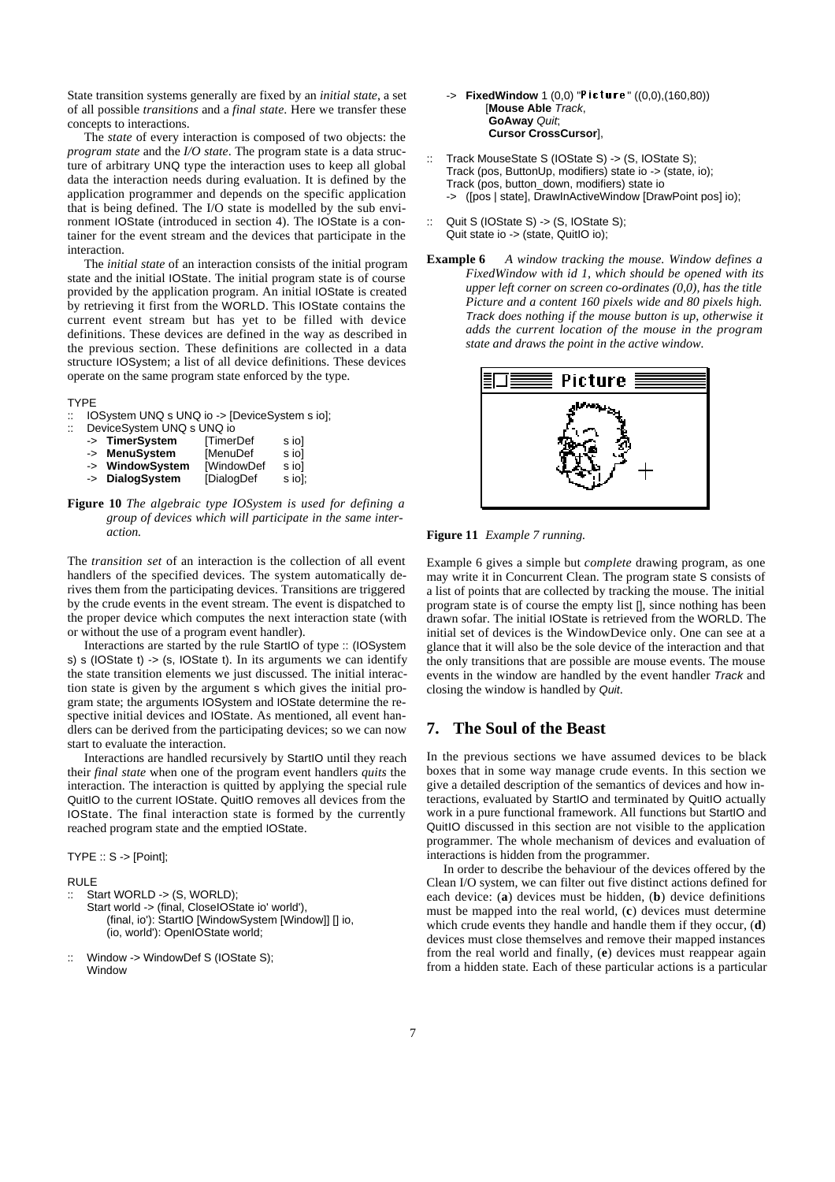State transition systems generally are fixed by an *initial state*, a set of all possible *transitions* and a *final state*. Here we transfer these concepts to interactions.

The *state* of every interaction is composed of two objects: the *program state* and the *I/O state*. The program state is a data structure of arbitrary UNQ type the interaction uses to keep all global data the interaction needs during evaluation. It is defined by the application programmer and depends on the specific application that is being defined. The I/O state is modelled by the sub environment IOState (introduced in section 4). The IOState is a container for the event stream and the devices that participate in the interaction.

The *initial state* of an interaction consists of the initial program state and the initial IOState. The initial program state is of course provided by the application program. An initial IOState is created by retrieving it first from the WORLD. This IOState contains the current event stream but has yet to be filled with device definitions. These devices are defined in the way as described in the previous section. These definitions are collected in a data structure IOSystem; a list of all device definitions. These devices operate on the same program state enforced by the type.

```
TYPE
::  IOSystem UNQ s UNQ io -> [DeviceSystem s io];
::  DeviceSystem UNQ s UNQ io
    ->  TimerSystem     [TimerDef      s io]
    ->  MenuSystem      [MenuDef       s io]
    ->  WindowSystem    [WindowDef     s io]
    ->  DialogSystem    [DialogDef     s io];
```

**Figure 10** *The algebraic type IOSystem is used for defining a group of devices which will participate in the same interaction.*

The *transition set* of an interaction is the collection of all event handlers of the specified devices. The system automatically derives them from the participating devices. Transitions are triggered by the crude events in the event stream. The event is dispatched to the proper device which computes the next interaction state (with or without the use of a program event handler).

Interactions are started by the rule StartIO of type :: (IOSystem s) s (IOState t) -> (s, IOState t). In its arguments we can identify the state transition elements we just discussed. The initial interaction state is given by the argument s which gives the initial program state; the arguments IOSystem and IOState determine the respective initial devices and IOState. As mentioned, all event handlers can be derived from the participating devices; so we can now start to evaluate the interaction.

Interactions are handled recursively by StartIO until they reach their *final state* when one of the program event handlers *quits* the interaction. The interaction is quitted by applying the special rule QuitIO to the current IOState. QuitIO removes all devices from the IOState. The final interaction state is formed by the currently reached program state and the emptied IOState.

```
TYPE :: S -> [Point];

RULE
::  Start WORLD -> (S, WORLD);
    Start world -> (final, CloseIOState io' world'),
        (final, io'): StartIO [WindowSystem [Window]] [] io,
        (io, world'): OpenIOState world;

::  Window -> WindowDef S (IOState S);
    Window
    ->  FixedWindow 1 (0,0) "Picture" ((0,0),(160,80))
            [Mouse Able Track,
             GoAway Quit,
             Cursor CrossCursor],

::  Track MouseState S (IOState S) -> (S, IOState S);
    Track (pos, ButtonUp, modifiers) state io -> (state, io);
    Track (pos, button_down, modifiers) state io
    ->  ([pos | state], DrawInActiveWindow [DrawPoint pos] io);

::  Quit S (IOState S) -> (S, IOState S);
    Quit state io -> (state, QuitIO io);
```

**Example 6** *A window tracking the mouse. Window defines a FixedWindow with id 1, which should be opened with its upper left corner on screen co-ordinates (0,0), has the title Picture and a content 160 pixels wide and 80 pixels high. Track does nothing if the mouse button is up, otherwise it adds the current location of the mouse in the program state and draws the point in the active window.*

**Figure 11** *Example 7 running.*

Example 6 gives a simple but *complete* drawing program, as one may write it in Concurrent Clean. The program state S consists of a list of points that are collected by tracking the mouse. The initial program state is of course the empty list [], since nothing has been drawn sofar. The initial IOState is retrieved from the WORLD. The initial set of devices is the WindowDevice only. One can see at a glance that it will also be the sole device of the interaction and that the only transitions that are possible are mouse events. The mouse events in the window are handled by the event handler *Track* and closing the window is handled by *Quit*.

## 7. The Soul of the Beast

In the previous sections we have assumed devices to be black boxes that in some way manage crude events. In this section we give a detailed description of the semantics of devices and how interactions, evaluated by StartIO and terminated by QuitIO actually work in a pure functional framework. All functions but StartIO and QuitIO discussed in this section are not visible to the application programmer. The whole mechanism of devices and evaluation of interactions is hidden from the programmer.

In order to describe the behaviour of the devices offered by the Clean I/O system, we can filter out five distinct actions defined for each device: (**a**) devices must be hidden, (**b**) device definitions must be mapped into the real world, (**c**) devices must determine which crude events they handle and handle them if they occur, (**d**) devices must close themselves and remove their mapped instances from the real world and finally, (**e**) devices must reappear again from a hidden state. Each of these particular actions is a particular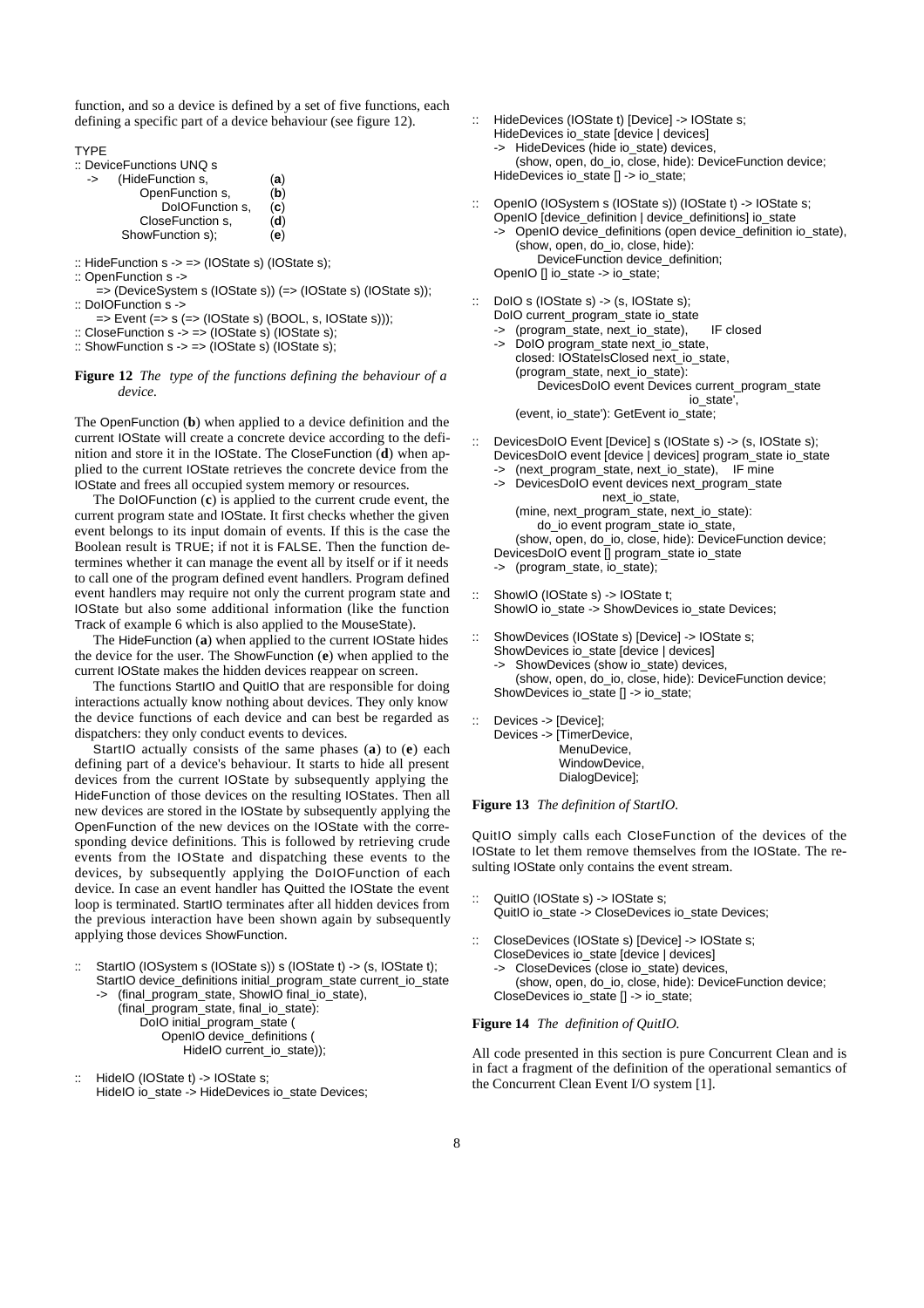function, and so a device is defined by a set of five functions, each defining a specific part of a device behaviour (see figure 12).

```
TYPE
:: DeviceFunctions UNQ s
   ->    (HideFunction s,        (a)
          OpenFunction s,        (b)
           DoIOFunction s,       (c)
          CloseFunction s,       (d)
          ShowFunction s);       (e)

:: HideFunction s -> => (IOState s) (IOState s);
:: OpenFunction s ->
     => (DeviceSystem s (IOState s)) (=> (IOState s) (IOState s));
:: DoIOFunction s ->
     => Event (=> s (=> (IOState s) (BOOL, s, IOState s)));
:: CloseFunction s -> => (IOState s) (IOState s);
:: ShowFunction s -> => (IOState s) (IOState s);
```

**Figure 12** *The type of the functions defining the behaviour of a device.*

The OpenFunction (**b**) when applied to a device definition and the current IOState will create a concrete device according to the definition and store it in the IOState. The CloseFunction (**d**) when applied to the current IOState retrieves the concrete device from the IOState and frees all occupied system memory or resources.

The DoIOFunction (**c**) is applied to the current crude event, the current program state and IOState. It first checks whether the given event belongs to its input domain of events. If this is the case the Boolean result is TRUE; if not it is FALSE. Then the function determines whether it can manage the event all by itself or if it needs to call one of the program defined event handlers. Program defined event handlers may require not only the current program state and IOState but also some additional information (like the function Track of example 6 which is also applied to the MouseState).

The HideFunction (**a**) when applied to the current IOState hides the device for the user. The ShowFunction (**e**) when applied to the current IOState makes the hidden devices reappear on screen.

The functions StartIO and QuitIO that are responsible for doing interactions actually know nothing about devices. They only know the device functions of each device and can best be regarded as dispatchers: they only conduct events to devices.

StartIO actually consists of the same phases (**a**) to (**e**) each defining part of a device's behaviour. It starts to hide all present devices from the current IOState by subsequently applying the HideFunction of those devices on the resulting IOStates. Then all new devices are stored in the IOState by subsequently applying the OpenFunction of the new devices on the IOState with the corresponding device definitions. This is followed by retrieving crude events from the IOState and dispatching these events to the devices, by subsequently applying the DoIOFunction of each device. In case an event handler has Quitted the IOState the event loop is terminated. StartIO terminates after all hidden devices from the previous interaction have been shown again by subsequently applying those devices ShowFunction.

```
::  StartIO (IOSystem s (IOState s)) s (IOState t) -> (s, IOState t);
    StartIO device_definitions initial_program_state current_io_state
    ->  (final_program_state, ShowIO final_io_state),
        (final_program_state, final_io_state):
            DoIO initial_program_state (
                OpenIO device_definitions (
                    HideIO current_io_state));

::  HideIO (IOState t) -> IOState s;
    HideIO io_state -> HideDevices io_state Devices;

::  HideDevices (IOState t) [Device] -> IOState s;
    HideDevices io_state [device | devices]
    ->  HideDevices (hide io_state) devices,
        (show, open, do_io, close, hide): DeviceFunction device;
    HideDevices io_state [] -> io_state;

::  OpenIO (IOSystem s (IOState s)) (IOState t) -> IOState s;
    OpenIO [device_definition | device_definitions] io_state
    ->  OpenIO device_definitions (open device_definition io_state),
        (show, open, do_io, close, hide):
            DeviceFunction device_definition;
    OpenIO [] io_state -> io_state;

::  DoIO s (IOState s) -> (s, IOState s);
    DoIO current_program_state io_state
    ->  (program_state, next_io_state),      IF closed
    ->  DoIO program_state next_io_state,
        closed: IOStateIsClosed next_io_state,
        (program_state, next_io_state):
            DevicesDoIO event Devices current_program_state
                                                  io_state',
        (event, io_state'): GetEvent io_state;

::  DevicesDoIO Event [Device] s (IOState s) -> (s, IOState s);
    DevicesDoIO event [device | devices] program_state io_state
    ->  (next_program_state, next_io_state),    IF mine
    ->  DevicesDoIO event devices next_program_state
                                  next_io_state,
        (mine, next_program_state, next_io_state):
            do_io event program_state io_state,
        (show, open, do_io, close, hide): DeviceFunction device;
    DevicesDoIO event [] program_state io_state
    ->  (program_state, io_state);

::  ShowIO (IOState s) -> IOState t;
    ShowIO io_state -> ShowDevices io_state Devices;

::  ShowDevices (IOState s) [Device] -> IOState s;
    ShowDevices io_state [device | devices]
    ->  ShowDevices (show io_state) devices,
        (show, open, do_io, close, hide): DeviceFunction device;
    ShowDevices io_state [] -> io_state;

::  Devices -> [Device];
    Devices -> [TimerDevice,
                MenuDevice,
                WindowDevice,
                DialogDevice];
```

**Figure 13** *The definition of StartIO.*

QuitIO simply calls each CloseFunction of the devices of the IOState to let them remove themselves from the IOState. The resulting IOState only contains the event stream.

```
::  QuitIO (IOState s) -> IOState s;
    QuitIO io_state -> CloseDevices io_state Devices;

::  CloseDevices (IOState s) [Device] -> IOState s;
    CloseDevices io_state [device | devices]
    ->  CloseDevices (close io_state) devices,
        (show, open, do_io, close, hide): DeviceFunction device;
    CloseDevices io_state [] -> io_state;
```

**Figure 14** *The definition of QuitIO.*

All code presented in this section is pure Concurrent Clean and is in fact a fragment of the definition of the operational semantics of the Concurrent Clean Event I/O system [1].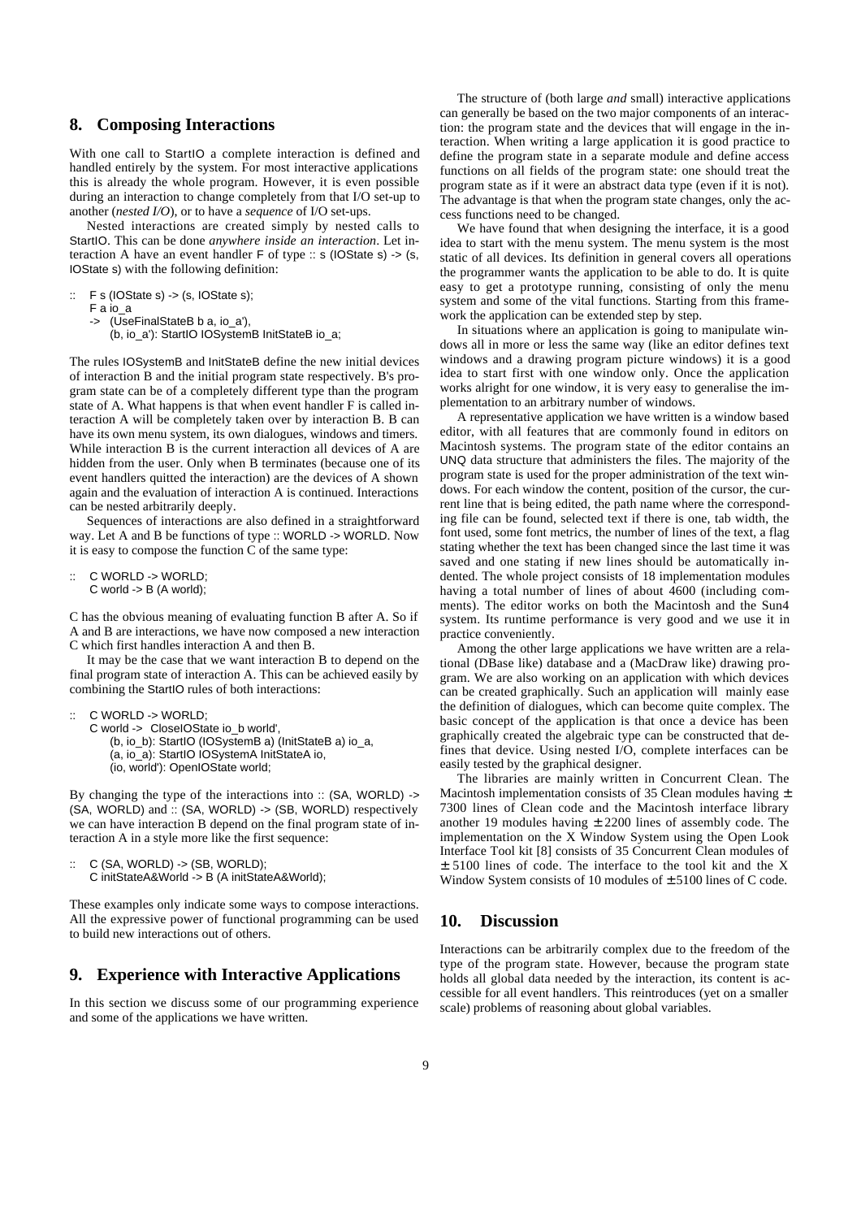## 8. Composing Interactions

With one call to StartIO a complete interaction is defined and handled entirely by the system. For most interactive applications this is already the whole program. However, it is even possible during an interaction to change completely from that I/O set-up to another (*nested I/O*), or to have a *sequence* of I/O set-ups.

Nested interactions are created simply by nested calls to StartIO. This can be done *anywhere inside an interaction*. Let interaction A have an event handler F of type :: s (IOState s) -> (s, IOState s) with the following definition:

```
::  F s (IOState s) -> (s, IOState s);
    F a io_a
    ->  (UseFinalStateB b a, io_a'),
        (b, io_a'): StartIO IOSystemB InitStateB io_a;
```

The rules IOSystemB and InitStateB define the new initial devices of interaction B and the initial program state respectively. B's program state can be of a completely different type than the program state of A. What happens is that when event handler F is called interaction A will be completely taken over by interaction B. B can have its own menu system, its own dialogues, windows and timers. While interaction B is the current interaction all devices of A are hidden from the user. Only when B terminates (because one of its event handlers quitted the interaction) are the devices of A shown again and the evaluation of interaction A is continued. Interactions can be nested arbitrarily deeply.

Sequences of interactions are also defined in a straightforward way. Let A and B be functions of type :: WORLD -> WORLD. Now it is easy to compose the function C of the same type:

```
::  C WORLD -> WORLD;
    C world -> B (A world);
```

C has the obvious meaning of evaluating function B after A. So if A and B are interactions, we have now composed a new interaction C which first handles interaction A and then B.

It may be the case that we want interaction B to depend on the final program state of interaction A. This can be achieved easily by combining the StartIO rules of both interactions:

```
::  C WORLD -> WORLD;
    C world ->  CloseIOState io_b world',
        (b, io_b): StartIO (IOSystemB a) (InitStateB a) io_a,
        (a, io_a): StartIO IOSystemA InitStateA io,
        (io, world'): OpenIOState world;
```

By changing the type of the interactions into :: (SA, WORLD) -> (SA, WORLD) and :: (SA, WORLD) -> (SB, WORLD) respectively we can have interaction B depend on the final program state of interaction A in a style more like the first sequence:

```
::  C (SA, WORLD) -> (SB, WORLD);
    C initStateA&World -> B (A initStateA&World);
```

These examples only indicate some ways to compose interactions. All the expressive power of functional programming can be used to build new interactions out of others.

## 9. Experience with Interactive Applications

In this section we discuss some of our programming experience and some of the applications we have written.

The structure of (both large *and* small) interactive applications can generally be based on the two major components of an interaction: the program state and the devices that will engage in the interaction. When writing a large application it is good practice to define the program state in a separate module and define access functions on all fields of the program state: one should treat the program state as if it were an abstract data type (even if it is not). The advantage is that when the program state changes, only the access functions need to be changed.

We have found that when designing the interface, it is a good idea to start with the menu system. The menu system is the most static of all devices. Its definition in general covers all operations the programmer wants the application to be able to do. It is quite easy to get a prototype running, consisting of only the menu system and some of the vital functions. Starting from this framework the application can be extended step by step.

In situations where an application is going to manipulate windows all in more or less the same way (like an editor defines text windows and a drawing program picture windows) it is a good idea to start first with one window only. Once the application works alright for one window, it is very easy to generalise the implementation to an arbitrary number of windows.

A representative application we have written is a window based editor, with all features that are commonly found in editors on Macintosh systems. The program state of the editor contains an UNQ data structure that administers the files. The majority of the program state is used for the proper administration of the text windows. For each window the content, position of the cursor, the current line that is being edited, the path name where the corresponding file can be found, selected text if there is one, tab width, the font used, some font metrics, the number of lines of the text, a flag stating whether the text has been changed since the last time it was saved and one stating if new lines should be automatically indented. The whole project consists of 18 implementation modules having a total number of lines of about 4600 (including comments). The editor works on both the Macintosh and the Sun4 system. Its runtime performance is very good and we use it in practice conveniently.

Among the other large applications we have written are a relational (DBase like) database and a (MacDraw like) drawing program. We are also working on an application with which devices can be created graphically. Such an application will mainly ease the definition of dialogues, which can become quite complex. The basic concept of the application is that once a device has been graphically created the algebraic type can be constructed that defines that device. Using nested I/O, complete interfaces can be easily tested by the graphical designer.

The libraries are mainly written in Concurrent Clean. The Macintosh implementation consists of 35 Clean modules having ± 7300 lines of Clean code and the Macintosh interface library another 19 modules having ± 2200 lines of assembly code. The implementation on the X Window System using the Open Look Interface Tool kit [8] consists of 35 Concurrent Clean modules of ± 5100 lines of code. The interface to the tool kit and the X Window System consists of 10 modules of ± 5100 lines of C code.

## 10. Discussion

Interactions can be arbitrarily complex due to the freedom of the type of the program state. However, because the program state holds all global data needed by the interaction, its content is accessible for all event handlers. This reintroduces (yet on a smaller scale) problems of reasoning about global variables.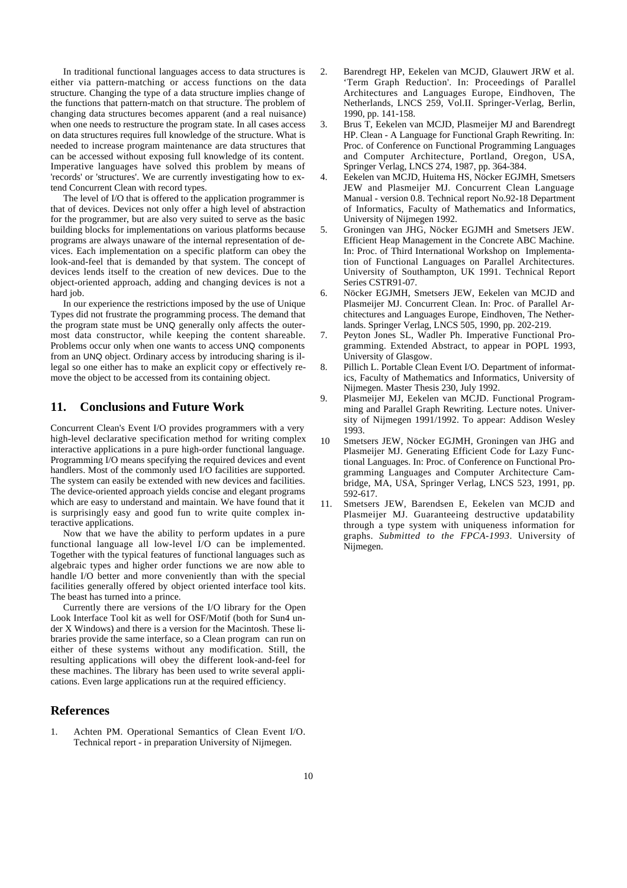In traditional functional languages access to data structures is either via pattern-matching or access functions on the data structure. Changing the type of a data structure implies change of the functions that pattern-match on that structure. The problem of changing data structures becomes apparent (and a real nuisance) when one needs to restructure the program state. In all cases access on data structures requires full knowledge of the structure. What is needed to increase program maintenance are data structures that can be accessed without exposing full knowledge of its content. Imperative languages have solved this problem by means of 'records' or 'structures'. We are currently investigating how to extend Concurrent Clean with record types.

The level of I/O that is offered to the application programmer is that of devices. Devices not only offer a high level of abstraction for the programmer, but are also very suited to serve as the basic building blocks for implementations on various platforms because programs are always unaware of the internal representation of devices. Each implementation on a specific platform can obey the look-and-feel that is demanded by that system. The concept of devices lends itself to the creation of new devices. Due to the object-oriented approach, adding and changing devices is not a hard job.

In our experience the restrictions imposed by the use of Unique Types did not frustrate the programming process. The demand that the program state must be UNQ generally only affects the outermost data constructor, while keeping the content shareable. Problems occur only when one wants to access UNQ components from an UNQ object. Ordinary access by introducing sharing is illegal so one either has to make an explicit copy or effectively remove the object to be accessed from its containing object.

## 11. Conclusions and Future Work

Concurrent Clean's Event I/O provides programmers with a very high-level declarative specification method for writing complex interactive applications in a pure high-order functional language. Programming I/O means specifying the required devices and event handlers. Most of the commonly used I/O facilities are supported. The system can easily be extended with new devices and facilities. The device-oriented approach yields concise and elegant programs which are easy to understand and maintain. We have found that it is surprisingly easy and good fun to write quite complex interactive applications.

Now that we have the ability to perform updates in a pure functional language all low-level I/O can be implemented. Together with the typical features of functional languages such as algebraic types and higher order functions we are now able to handle I/O better and more conveniently than with the special facilities generally offered by object oriented interface tool kits. The beast has turned into a prince.

Currently there are versions of the I/O library for the Open Look Interface Tool kit as well for OSF/Motif (both for Sun4 under X Windows) and there is a version for the Macintosh. These libraries provide the same interface, so a Clean program can run on either of these systems without any modification. Still, the resulting applications will obey the different look-and-feel for these machines. The library has been used to write several applications. Even large applications run at the required efficiency.

## References

1. Achten PM. Operational Semantics of Clean Event I/O. Technical report - in preparation University of Nijmegen.
2. Barendregt HP, Eekelen van MCJD, Glauwert JRW et al. 'Term Graph Reduction'. In: Proceedings of Parallel Architectures and Languages Europe, Eindhoven, The Netherlands, LNCS 259, Vol.II. Springer-Verlag, Berlin, 1990, pp. 141-158.
3. Brus T, Eekelen van MCJD, Plasmeijer MJ and Barendregt HP. Clean - A Language for Functional Graph Rewriting. In: Proc. of Conference on Functional Programming Languages and Computer Architecture, Portland, Oregon, USA, Springer Verlag, LNCS 274, 1987, pp. 364-384.
4. Eekelen van MCJD, Huitema HS, Nöcker EGJMH, Smetsers JEW and Plasmeijer MJ. Concurrent Clean Language Manual - version 0.8. Technical report No.92-18 Department of Informatics, Faculty of Mathematics and Informatics, University of Nijmegen 1992.
5. Groningen van JHG, Nöcker EGJMH and Smetsers JEW. Efficient Heap Management in the Concrete ABC Machine. In: Proc. of Third International Workshop on Implementation of Functional Languages on Parallel Architectures. University of Southampton, UK 1991. Technical Report Series CSTR91-07.
6. Nöcker EGJMH, Smetsers JEW, Eekelen van MCJD and Plasmeijer MJ. Concurrent Clean. In: Proc. of Parallel Architectures and Languages Europe, Eindhoven, The Netherlands. Springer Verlag, LNCS 505, 1990, pp. 202-219.
7. Peyton Jones SL, Wadler Ph. Imperative Functional Programming. Extended Abstract, to appear in POPL 1993, University of Glasgow.
8. Pillich L. Portable Clean Event I/O. Department of informatics, Faculty of Mathematics and Informatics, University of Nijmegen. Master Thesis 230, July 1992.
9. Plasmeijer MJ, Eekelen van MCJD. Functional Programming and Parallel Graph Rewriting. Lecture notes. University of Nijmegen 1991/1992. To appear: Addison Wesley 1993.
10. Smetsers JEW, Nöcker EGJMH, Groningen van JHG and Plasmeijer MJ. Generating Efficient Code for Lazy Functional Languages. In: Proc. of Conference on Functional Programming Languages and Computer Architecture Cambridge, MA, USA, Springer Verlag, LNCS 523, 1991, pp. 592-617.
11. Smetsers JEW, Barendsen E, Eekelen van MCJD and Plasmeijer MJ. Guaranteeing destructive updatability through a type system with uniqueness information for graphs. *Submitted to the FPCA-1993*. University of Nijmegen.